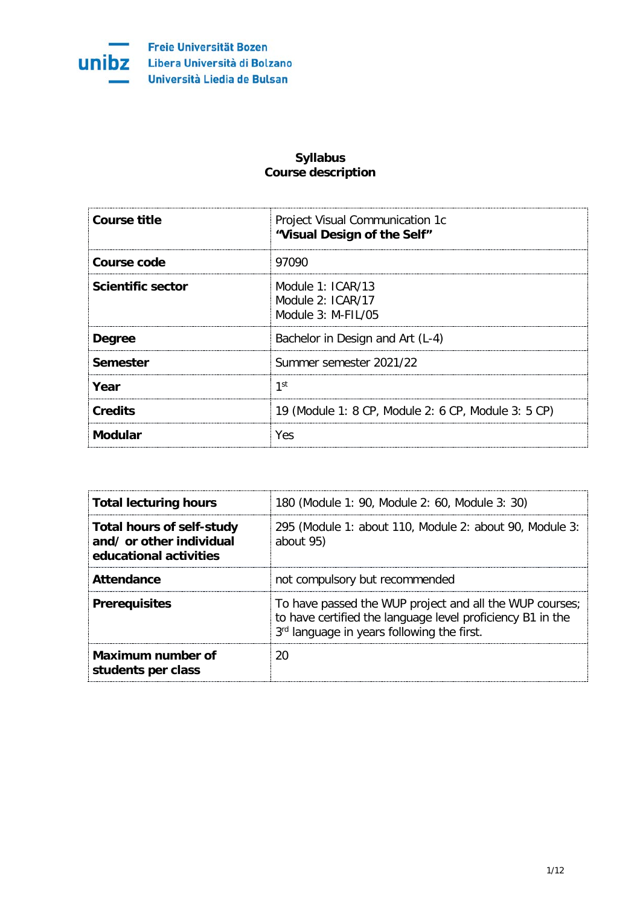Freie Universität Bozen
Libera Università di Bolzano
Università Liedia de Bulsan

# Syllabus
## Course description

| | |
|---|---|
| **Course title** | Project Visual Communication 1c<br>**"Visual Design of the Self"** |
| **Course code** | 97090 |
| **Scientific sector** | Module 1: ICAR/13<br>Module 2: ICAR/17<br>Module 3: M-FIL/05 |
| **Degree** | Bachelor in Design and Art (L-4) |
| **Semester** | Summer semester 2021/22 |
| **Year** | 1st |
| **Credits** | 19 (Module 1: 8 CP, Module 2: 6 CP, Module 3: 5 CP) |
| **Modular** | Yes |

| | |
|---|---|
| **Total lecturing hours** | 180 (Module 1: 90, Module 2: 60, Module 3: 30) |
| **Total hours of self-study and/ or other individual educational activities** | 295 (Module 1: about 110, Module 2: about 90, Module 3: about 95) |
| **Attendance** | not compulsory but recommended |
| **Prerequisites** | To have passed the WUP project and all the WUP courses; to have certified the language level proficiency B1 in the 3rd language in years following the first. |
| **Maximum number of students per class** | 20 |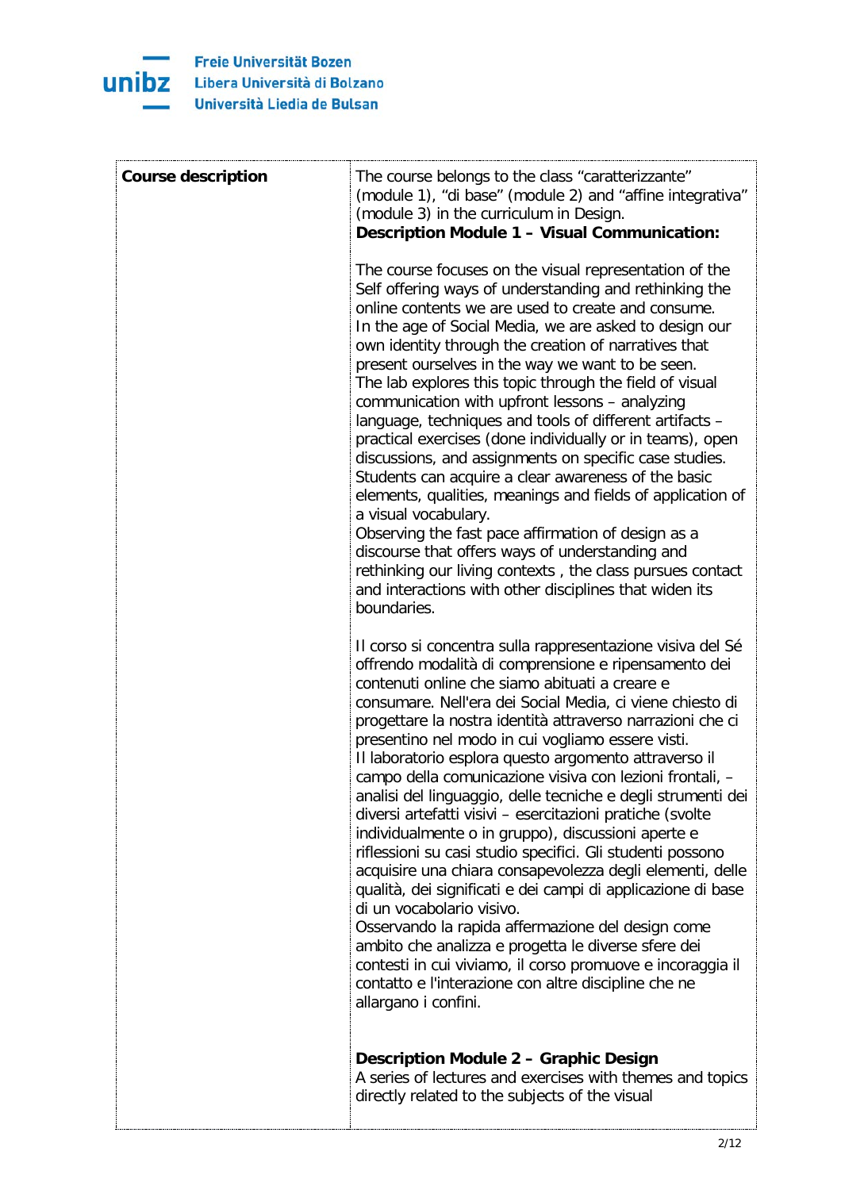| Course description | The course belongs to the class “caratterizzante” (module 1), “di base” (module 2) and “affine integrativa” (module 3) in the curriculum in Design.<br>**Description Module 1 – Visual Communication:**<br><br>The course focuses on the visual representation of the Self offering ways of understanding and rethinking the online contents we are used to create and consume.<br>In the age of Social Media, we are asked to design our own identity through the creation of narratives that present ourselves in the way we want to be seen.<br>The lab explores this topic through the field of visual communication with upfront lessons – analyzing language, techniques and tools of different artifacts – practical exercises (done individually or in teams), open discussions, and assignments on specific case studies.<br>Students can acquire a clear awareness of the basic elements, qualities, meanings and fields of application of a visual vocabulary.<br>Observing the fast pace affirmation of design as a discourse that offers ways of understanding and rethinking our living contexts , the class pursues contact and interactions with other disciplines that widen its boundaries.<br><br>Il corso si concentra sulla rappresentazione visiva del Sé offrendo modalità di comprensione e ripensamento dei contenuti online che siamo abituati a creare e consumare. Nell'era dei Social Media, ci viene chiesto di progettare la nostra identità attraverso narrazioni che ci presentino nel modo in cui vogliamo essere visti.<br>Il laboratorio esplora questo argomento attraverso il campo della comunicazione visiva con lezioni frontali, – analisi del linguaggio, delle tecniche e degli strumenti dei diversi artefatti visivi – esercitazioni pratiche (svolte individualmente o in gruppo), discussioni aperte e riflessioni su casi studio specifici. Gli studenti possono acquisire una chiara consapevolezza degli elementi, delle qualità, dei significati e dei campi di applicazione di base di un vocabolario visivo.<br>Osservando la rapida affermazione del design come ambito che analizza e progetta le diverse sfere dei contesti in cui viviamo, il corso promuove e incoraggia il contatto e l'interazione con altre discipline che ne allargano i confini.<br><br>**Description Module 2 – Graphic Design**<br>A series of lectures and exercises with themes and topics directly related to the subjects of the visual |
|---|---|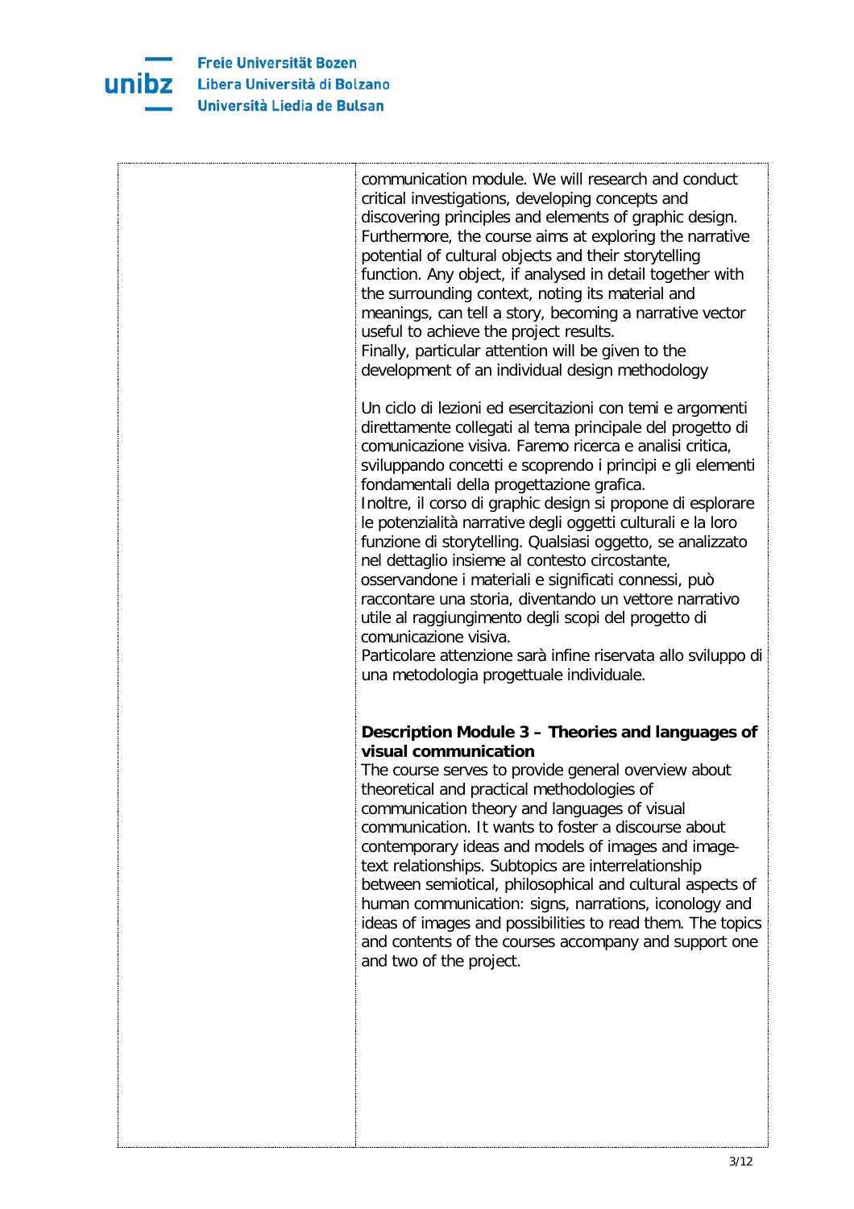communication module. We will research and conduct critical investigations, developing concepts and discovering principles and elements of graphic design. Furthermore, the course aims at exploring the narrative potential of cultural objects and their storytelling function. Any object, if analysed in detail together with the surrounding context, noting its material and meanings, can tell a story, becoming a narrative vector useful to achieve the project results.
Finally, particular attention will be given to the development of an individual design methodology

Un ciclo di lezioni ed esercitazioni con temi e argomenti direttamente collegati al tema principale del progetto di comunicazione visiva. Faremo ricerca e analisi critica, sviluppando concetti e scoprendo i principi e gli elementi fondamentali della progettazione grafica.
Inoltre, il corso di graphic design si propone di esplorare le potenzialità narrative degli oggetti culturali e la loro funzione di storytelling. Qualsiasi oggetto, se analizzato nel dettaglio insieme al contesto circostante, osservandone i materiali e significati connessi, può raccontare una storia, diventando un vettore narrativo utile al raggiungimento degli scopi del progetto di comunicazione visiva.
Particolare attenzione sarà infine riservata allo sviluppo di una metodologia progettuale individuale.

**Description Module 3 – Theories and languages of visual communication**
The course serves to provide general overview about theoretical and practical methodologies of communication theory and languages of visual communication. It wants to foster a discourse about contemporary ideas and models of images and image-text relationships. Subtopics are interrelationship between semiotical, philosophical and cultural aspects of human communication: signs, narrations, iconology and ideas of images and possibilities to read them. The topics and contents of the courses accompany and support one and two of the project.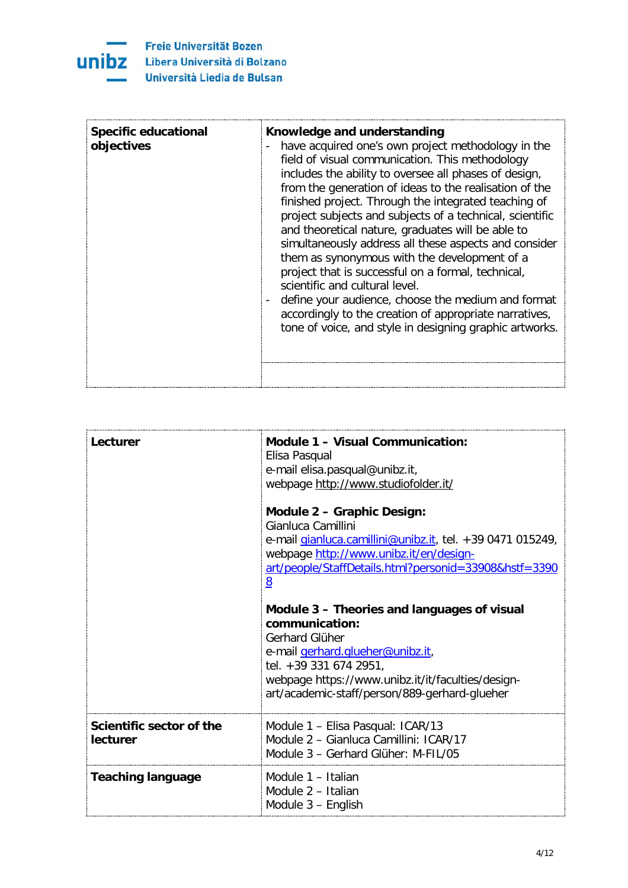| Specific educational objectives | **Knowledge and understanding**<br>- have acquired one's own project methodology in the field of visual communication. This methodology includes the ability to oversee all phases of design, from the generation of ideas to the realisation of the finished project. Through the integrated teaching of project subjects and subjects of a technical, scientific and theoretical nature, graduates will be able to simultaneously address all these aspects and consider them as synonymous with the development of a project that is successful on a formal, technical, scientific and cultural level.<br>- define your audience, choose the medium and format accordingly to the creation of appropriate narratives, tone of voice, and style in designing graphic artworks. |
|---|---|
| | |

| Lecturer | **Module 1 – Visual Communication:**<br>Elisa Pasqual<br>e-mail elisa.pasqual@unibz.it,<br>webpage http://www.studiofolder.it/<br><br>**Module 2 – Graphic Design:**<br>Gianluca Camillini<br>e-mail gianluca.camillini@unibz.it, tel. +39 0471 015249, webpage http://www.unibz.it/en/design-art/people/StaffDetails.html?personid=33908&hstf=33908<br><br>**Module 3 – Theories and languages of visual communication:**<br>Gerhard Glüher<br>e-mail gerhard.glueher@unibz.it,<br>tel. +39 331 674 2951,<br>webpage https://www.unibz.it/it/faculties/design-art/academic-staff/person/889-gerhard-glueher |
|---|---|
| **Scientific sector of the lecturer** | Module 1 – Elisa Pasqual: ICAR/13<br>Module 2 – Gianluca Camillini: ICAR/17<br>Module 3 – Gerhard Glüher: M-FIL/05 |
| **Teaching language** | Module 1 – Italian<br>Module 2 – Italian<br>Module 3 – English |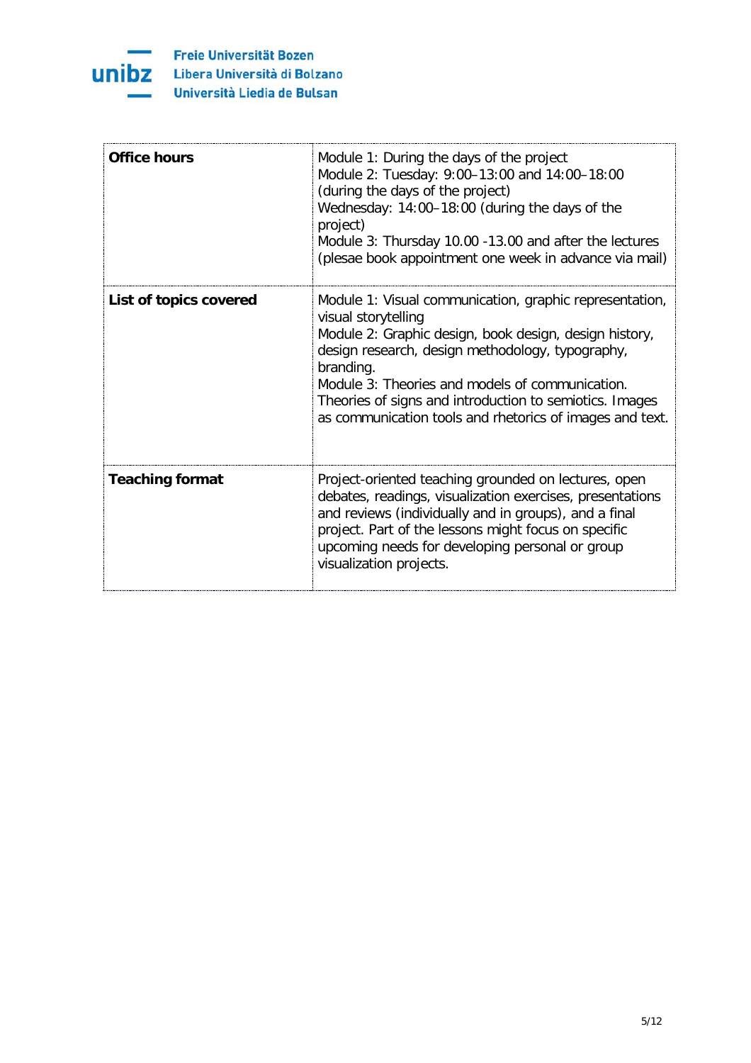| **Office hours** | Module 1: During the days of the project<br>Module 2: Tuesday: 9:00–13:00 and 14:00–18:00 (during the days of the project)<br>Wednesday: 14:00–18:00 (during the days of the project)<br>Module 3: Thursday 10.00 -13.00 and after the lectures (plesae book appointment one week in advance via mail) |
|---|---|
| **List of topics covered** | Module 1: Visual communication, graphic representation, visual storytelling<br>Module 2: Graphic design, book design, design history, design research, design methodology, typography, branding.<br>Module 3: Theories and models of communication. Theories of signs and introduction to semiotics. Images as communication tools and rhetorics of images and text. |
| **Teaching format** | Project-oriented teaching grounded on lectures, open debates, readings, visualization exercises, presentations and reviews (individually and in groups), and a final project. Part of the lessons might focus on specific upcoming needs for developing personal or group visualization projects. |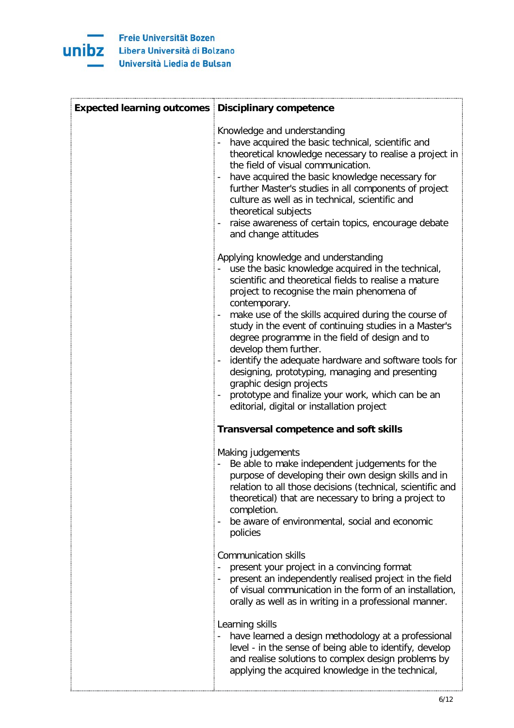| Expected learning outcomes | Disciplinary competence<br><br>Knowledge and understanding<br>- have acquired the basic technical, scientific and theoretical knowledge necessary to realise a project in the field of visual communication.<br>- have acquired the basic knowledge necessary for further Master's studies in all components of project culture as well as in technical, scientific and theoretical subjects<br>- raise awareness of certain topics, encourage debate and change attitudes<br><br>Applying knowledge and understanding<br>- use the basic knowledge acquired in the technical, scientific and theoretical fields to realise a mature project to recognise the main phenomena of contemporary.<br>- make use of the skills acquired during the course of study in the event of continuing studies in a Master's degree programme in the field of design and to develop them further.<br>- identify the adequate hardware and software tools for designing, prototyping, managing and presenting graphic design projects<br>- prototype and finalize your work, which can be an editorial, digital or installation project<br><br>**Transversal competence and soft skills**<br><br>Making judgements<br>- Be able to make independent judgements for the purpose of developing their own design skills and in relation to all those decisions (technical, scientific and theoretical) that are necessary to bring a project to completion.<br>- be aware of environmental, social and economic policies<br><br>Communication skills<br>- present your project in a convincing format<br>- present an independently realised project in the field of visual communication in the form of an installation, orally as well as in writing in a professional manner.<br><br>Learning skills<br>- have learned a design methodology at a professional level - in the sense of being able to identify, develop and realise solutions to complex design problems by applying the acquired knowledge in the technical, |
|---|---|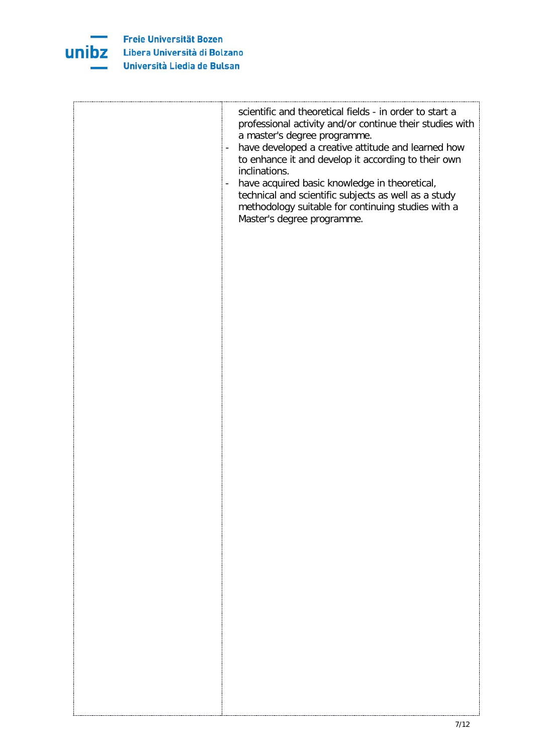| | |
|---|---|
| | scientific and theoretical fields - in order to start a professional activity and/or continue their studies with a master's degree programme.<br>- have developed a creative attitude and learned how to enhance it and develop it according to their own inclinations.<br>- have acquired basic knowledge in theoretical, technical and scientific subjects as well as a study methodology suitable for continuing studies with a Master's degree programme. |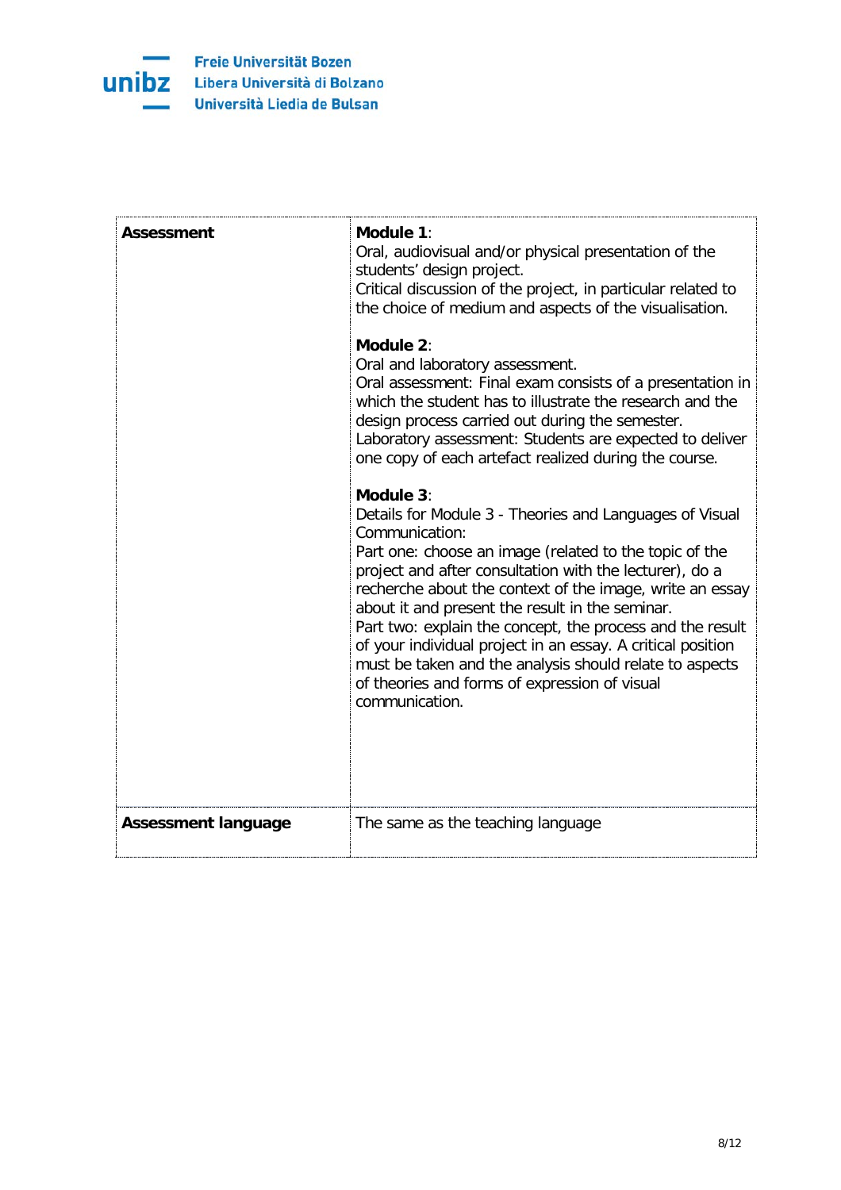| | |
|---|---|
| **Assessment** | **Module 1**:<br>Oral, audiovisual and/or physical presentation of the students' design project.<br>Critical discussion of the project, in particular related to the choice of medium and aspects of the visualisation.<br><br>**Module 2**:<br>Oral and laboratory assessment.<br>Oral assessment: Final exam consists of a presentation in which the student has to illustrate the research and the design process carried out during the semester.<br>Laboratory assessment: Students are expected to deliver one copy of each artefact realized during the course.<br><br>**Module 3**:<br>Details for Module 3 - Theories and Languages of Visual Communication:<br>Part one: choose an image (related to the topic of the project and after consultation with the lecturer), do a recherche about the context of the image, write an essay about it and present the result in the seminar.<br>Part two: explain the concept, the process and the result of your individual project in an essay. A critical position must be taken and the analysis should relate to aspects of theories and forms of expression of visual communication. |
| **Assessment language** | The same as the teaching language |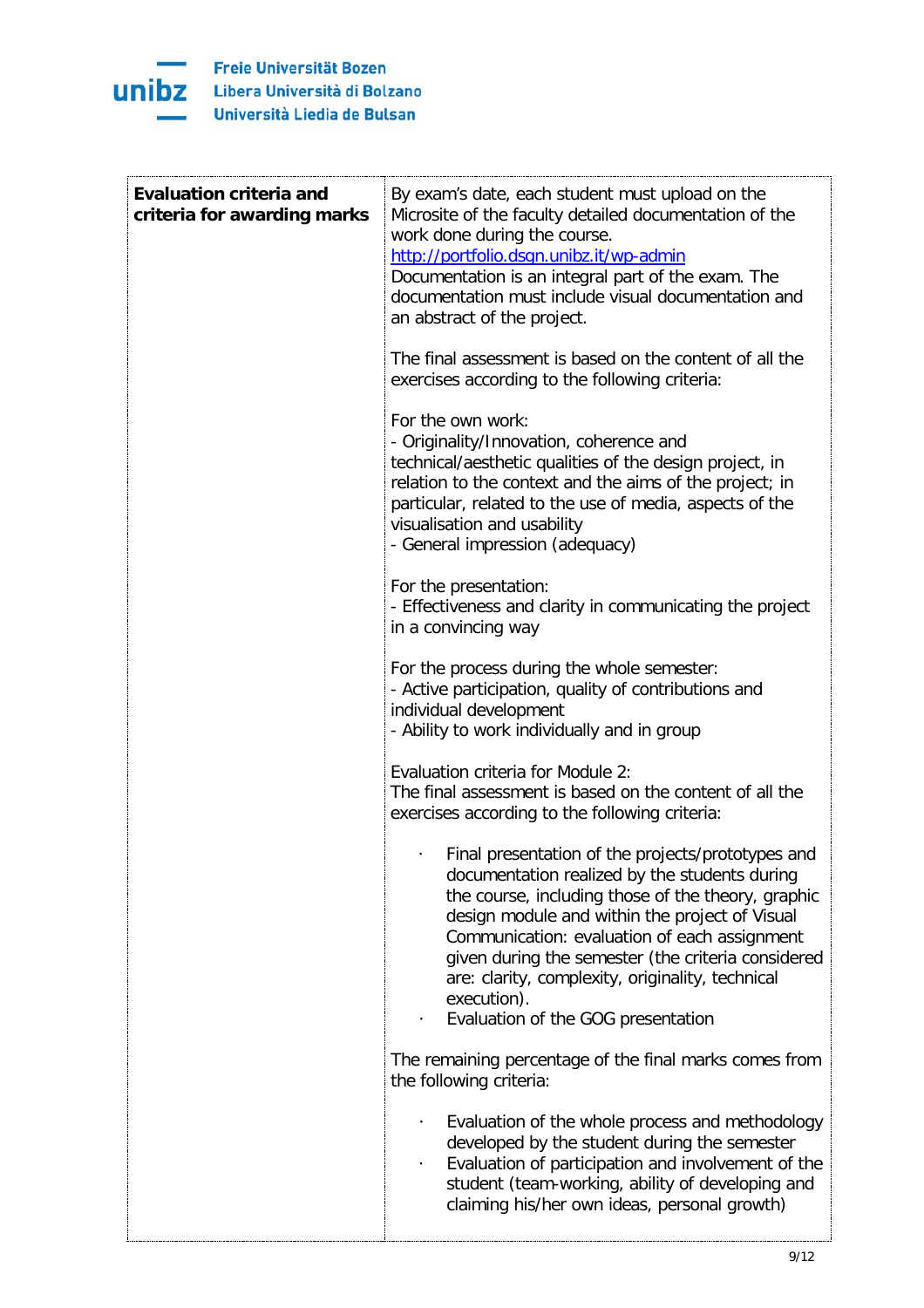| Evaluation criteria and criteria for awarding marks | By exam's date, each student must upload on the Microsite of the faculty detailed documentation of the work done during the course.<br>http://portfolio.dsgn.unibz.it/wp-admin<br>Documentation is an integral part of the exam. The documentation must include visual documentation and an abstract of the project.<br><br>The final assessment is based on the content of all the exercises according to the following criteria:<br><br>For the own work:<br>- Originality/Innovation, coherence and technical/aesthetic qualities of the design project, in relation to the context and the aims of the project; in particular, related to the use of media, aspects of the visualisation and usability<br>- General impression (adequacy)<br><br>For the presentation:<br>- Effectiveness and clarity in communicating the project in a convincing way<br><br>For the process during the whole semester:<br>- Active participation, quality of contributions and individual development<br>- Ability to work individually and in group<br><br>Evaluation criteria for Module 2:<br>The final assessment is based on the content of all the exercises according to the following criteria:<br><br>· Final presentation of the projects/prototypes and documentation realized by the students during the course, including those of the theory, graphic design module and within the project of Visual Communication: evaluation of each assignment given during the semester (the criteria considered are: clarity, complexity, originality, technical execution).<br>· Evaluation of the GOG presentation<br><br>The remaining percentage of the final marks comes from the following criteria:<br><br>· Evaluation of the whole process and methodology developed by the student during the semester<br>· Evaluation of participation and involvement of the student (team-working, ability of developing and claiming his/her own ideas, personal growth) |
|---|---|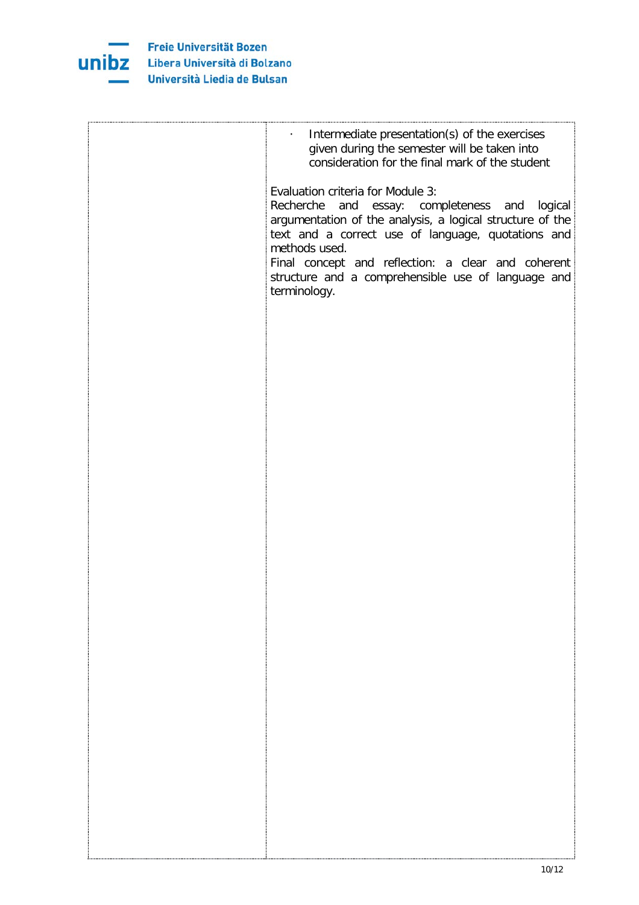| | |
|---|---|
| | - Intermediate presentation(s) of the exercises given during the semester will be taken into consideration for the final mark of the student<br><br>Evaluation criteria for Module 3:<br>Recherche and essay: completeness and logical argumentation of the analysis, a logical structure of the text and a correct use of language, quotations and methods used.<br>Final concept and reflection: a clear and coherent structure and a comprehensible use of language and terminology. |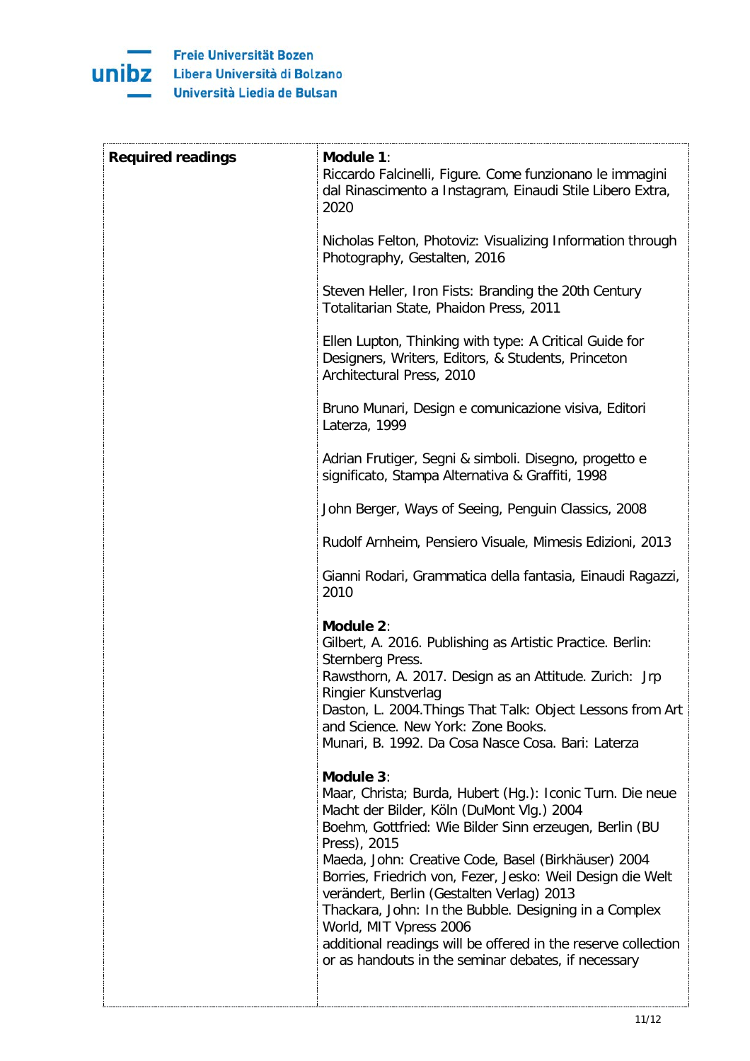| Required readings | **Module 1**:<br>Riccardo Falcinelli, Figure. Come funzionano le immagini dal Rinascimento a Instagram, Einaudi Stile Libero Extra, 2020<br><br>Nicholas Felton, Photoviz: Visualizing Information through Photography, Gestalten, 2016<br><br>Steven Heller, Iron Fists: Branding the 20th Century Totalitarian State, Phaidon Press, 2011<br><br>Ellen Lupton, Thinking with type: A Critical Guide for Designers, Writers, Editors, & Students, Princeton Architectural Press, 2010<br><br>Bruno Munari, Design e comunicazione visiva, Editori Laterza, 1999<br><br>Adrian Frutiger, Segni & simboli. Disegno, progetto e significato, Stampa Alternativa & Graffiti, 1998<br><br>John Berger, Ways of Seeing, Penguin Classics, 2008<br><br>Rudolf Arnheim, Pensiero Visuale, Mimesis Edizioni, 2013<br><br>Gianni Rodari, Grammatica della fantasia, Einaudi Ragazzi, 2010<br><br>**Module 2**:<br>Gilbert, A. 2016. Publishing as Artistic Practice. Berlin: Sternberg Press.<br>Rawsthorn, A. 2017. Design as an Attitude. Zurich: Jrp Ringier Kunstverlag<br>Daston, L. 2004.Things That Talk: Object Lessons from Art and Science. New York: Zone Books.<br>Munari, B. 1992. Da Cosa Nasce Cosa. Bari: Laterza<br><br>**Module 3**:<br>Maar, Christa; Burda, Hubert (Hg.): Iconic Turn. Die neue Macht der Bilder, Köln (DuMont Vlg.) 2004<br>Boehm, Gottfried: Wie Bilder Sinn erzeugen, Berlin (BU Press), 2015<br>Maeda, John: Creative Code, Basel (Birkhäuser) 2004<br>Borries, Friedrich von, Fezer, Jesko: Weil Design die Welt verändert, Berlin (Gestalten Verlag) 2013<br>Thackara, John: In the Bubble. Designing in a Complex World, MIT Vpress 2006<br>additional readings will be offered in the reserve collection or as handouts in the seminar debates, if necessary |
|---|---|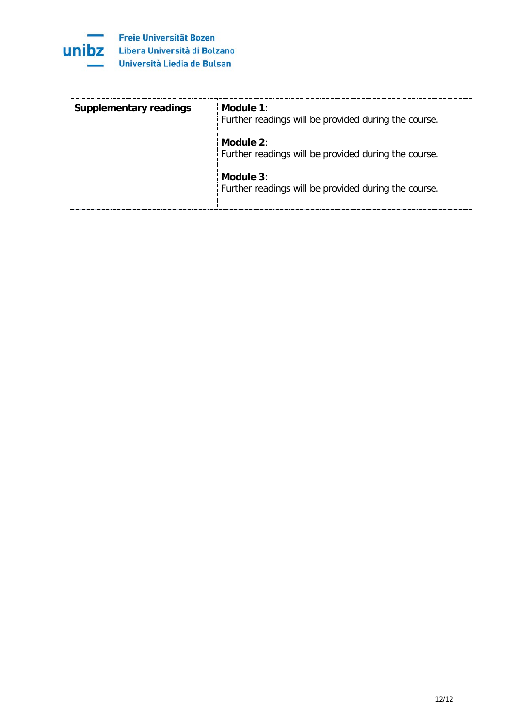| | |
|---|---|
| **Supplementary readings** | **Module 1**:<br>Further readings will be provided during the course.<br><br>**Module 2**:<br>Further readings will be provided during the course.<br><br>**Module 3**:<br>Further readings will be provided during the course. |